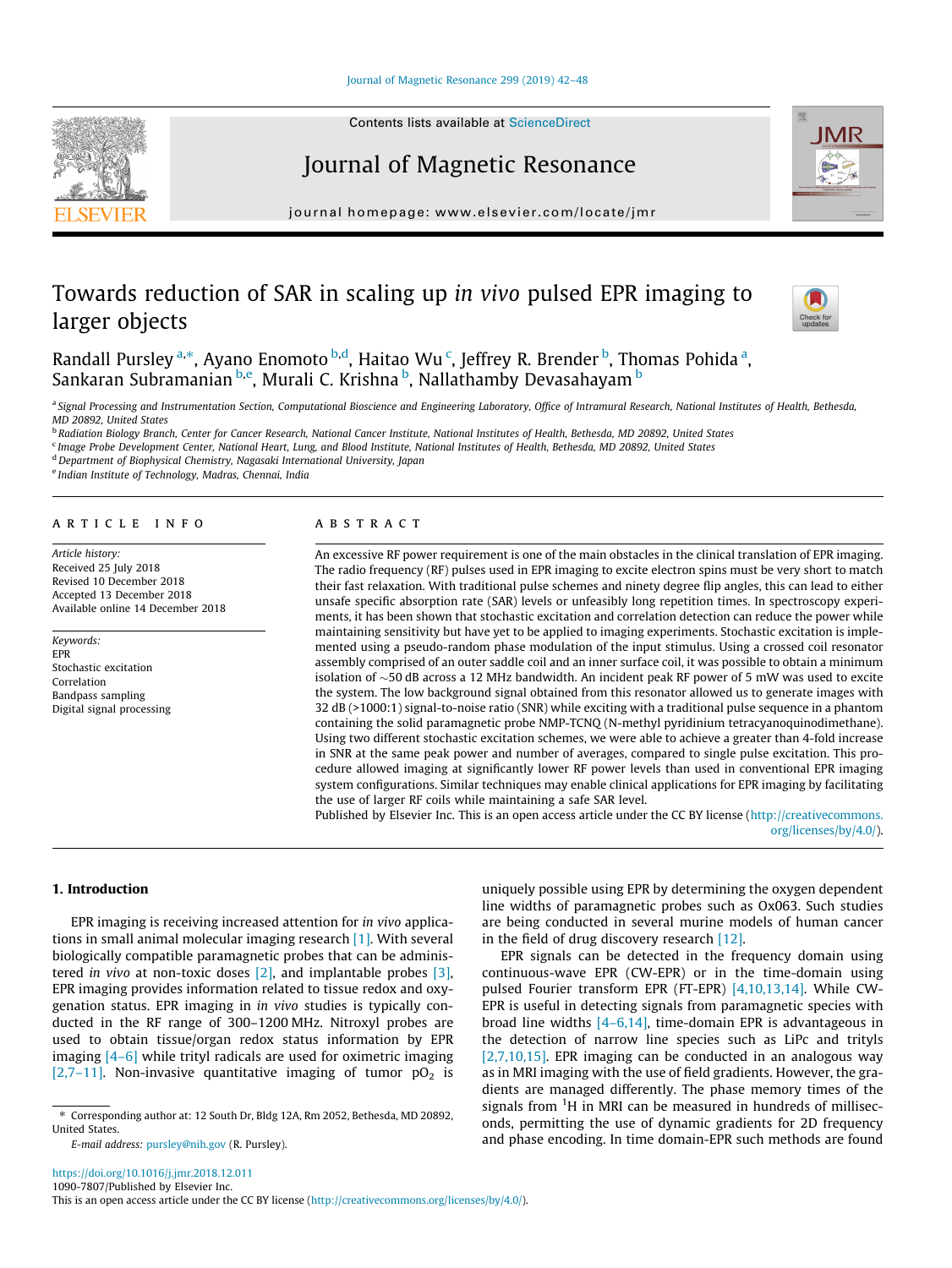Contents lists available at ScienceDirect

# Journal of Magnetic Resonance

journal homepage: www.elsevier.com/locate/jmr

# Towards reduction of SAR in scaling up *in vivo* pulsed EPR imaging to larger objects

Randall Pursley [a,*], Ayano Enomoto [b,d], Haitao Wu [c], Jeffrey R. Brender [b], Thomas Pohida [a], Sankaran Subramanian [b,e], Murali C. Krishna [b], Nallathamby Devasahayam [b]

[a] Signal Processing and Instrumentation Section, Computational Bioscience and Engineering Laboratory, Office of Intramural Research, National Institutes of Health, Bethesda, MD 20892, United States

[b] Radiation Biology Branch, Center for Cancer Research, National Cancer Institute, National Institutes of Health, Bethesda, MD 20892, United States

[c] Image Probe Development Center, National Heart, Lung, and Blood Institute, National Institutes of Health, Bethesda, MD 20892, United States

[d] Department of Biophysical Chemistry, Nagasaki International University, Japan

[e] Indian Institute of Technology, Madras, Chennai, India

## ARTICLE INFO

*Article history:*
Received 25 July 2018
Revised 10 December 2018
Accepted 13 December 2018
Available online 14 December 2018

*Keywords:*
EPR
Stochastic excitation
Correlation
Bandpass sampling
Digital signal processing

## ABSTRACT

An excessive RF power requirement is one of the main obstacles in the clinical translation of EPR imaging. The radio frequency (RF) pulses used in EPR imaging to excite electron spins must be very short to match their fast relaxation. With traditional pulse schemes and ninety degree flip angles, this can lead to either unsafe specific absorption rate (SAR) levels or unfeasibly long repetition times. In spectroscopy experiments, it has been shown that stochastic excitation and correlation detection can reduce the power while maintaining sensitivity but have yet to be applied to imaging experiments. Stochastic excitation is implemented using a pseudo-random phase modulation of the input stimulus. Using a crossed coil resonator assembly comprised of an outer saddle coil and an inner surface coil, it was possible to obtain a minimum isolation of ~50 dB across a 12 MHz bandwidth. An incident peak RF power of 5 mW was used to excite the system. The low background signal obtained from this resonator allowed us to generate images with 32 dB (>1000:1) signal-to-noise ratio (SNR) while exciting with a traditional pulse sequence in a phantom containing the solid paramagnetic probe NMP-TCNQ (N-methyl pyridinium tetracyanoquinodimethane). Using two different stochastic excitation schemes, we were able to achieve a greater than 4-fold increase in SNR at the same peak power and number of averages, compared to single pulse excitation. This procedure allowed imaging at significantly lower RF power levels than used in conventional EPR imaging system configurations. Similar techniques may enable clinical applications for EPR imaging by facilitating the use of larger RF coils while maintaining a safe SAR level.

Published by Elsevier Inc. This is an open access article under the CC BY license (http://creativecommons.org/licenses/by/4.0/).

## 1. Introduction

EPR imaging is receiving increased attention for *in vivo* applications in small animal molecular imaging research [1]. With several biologically compatible paramagnetic probes that can be administered *in vivo* at non-toxic doses [2], and implantable probes [3], EPR imaging provides information related to tissue redox and oxygenation status. EPR imaging in *in vivo* studies is typically conducted in the RF range of 300–1200 MHz. Nitroxyl probes are used to obtain tissue/organ redox status information by EPR imaging [4–6] while trityl radicals are used for oximetric imaging [2,7–11]. Non-invasive quantitative imaging of tumor $pO_2$ is uniquely possible using EPR by determining the oxygen dependent line widths of paramagnetic probes such as Ox063. Such studies are being conducted in several murine models of human cancer in the field of drug discovery research [12].

EPR signals can be detected in the frequency domain using continuous-wave EPR (CW-EPR) or in the time-domain using pulsed Fourier transform EPR (FT-EPR) [4,10,13,14]. While CW-EPR is useful in detecting signals from paramagnetic species with broad line widths [4–6,14], time-domain EPR is advantageous in the detection of narrow line species such as LiPc and trityls [2,7,10,15]. EPR imaging can be conducted in an analogous way as in MRI imaging with the use of field gradients. However, the gradients are managed differently. The phase memory times of the signals from $^1$H in MRI can be measured in hundreds of milliseconds, permitting the use of dynamic gradients for 2D frequency and phase encoding. In time domain-EPR such methods are found

* Corresponding author at: 12 South Dr, Bldg 12A, Rm 2052, Bethesda, MD 20892, United States.

*E-mail address:* pursley@nih.gov (R. Pursley).

https://doi.org/10.1016/j.jmr.2018.12.011
1090-7807/Published by Elsevier Inc.
This is an open access article under the CC BY license (http://creativecommons.org/licenses/by/4.0/).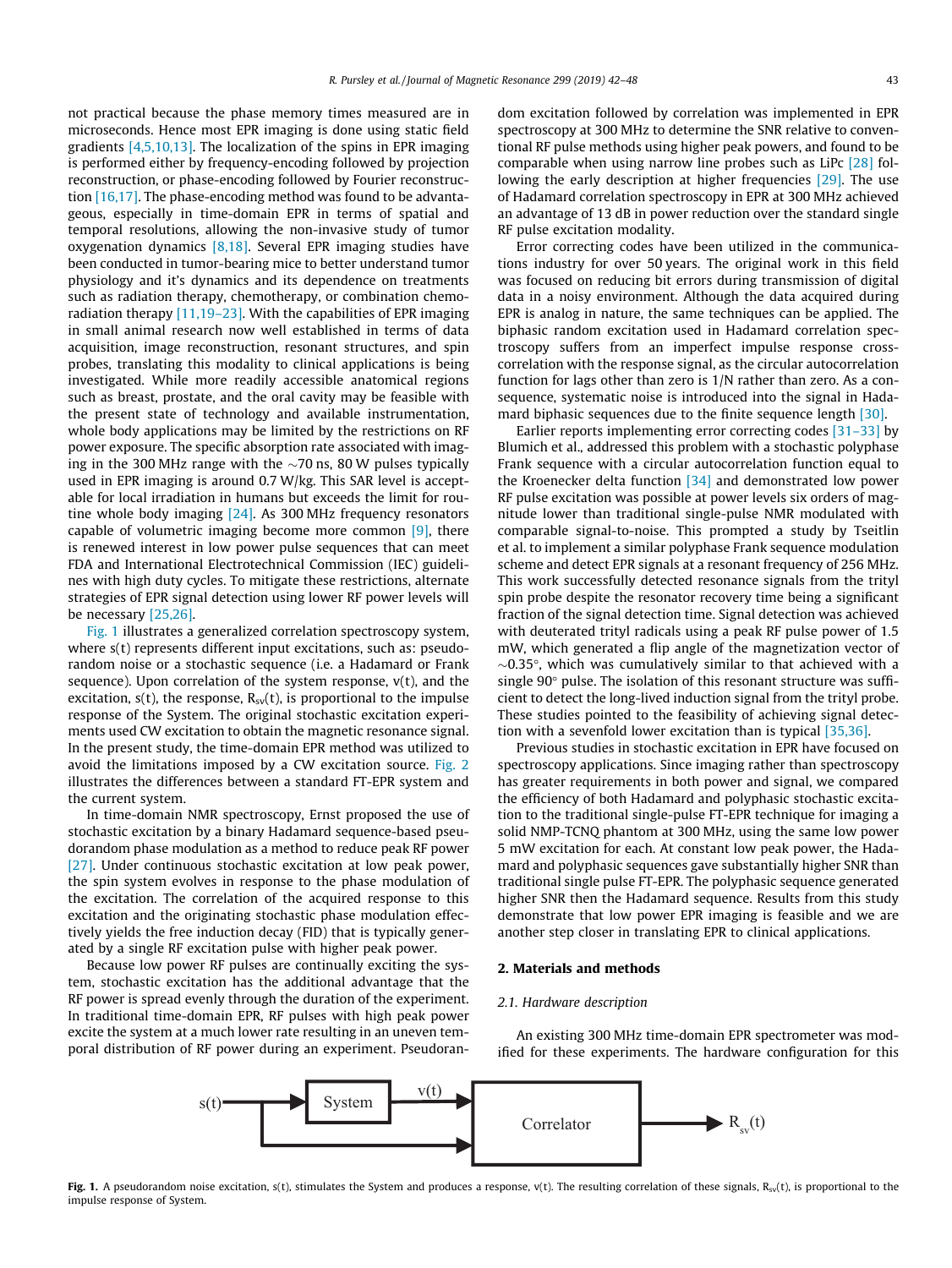not practical because the phase memory times measured are in microseconds. Hence most EPR imaging is done using static field gradients [4,5,10,13]. The localization of the spins in EPR imaging is performed either by frequency-encoding followed by projection reconstruction, or phase-encoding followed by Fourier reconstruction [16,17]. The phase-encoding method was found to be advantageous, especially in time-domain EPR in terms of spatial and temporal resolutions, allowing the non-invasive study of tumor oxygenation dynamics [8,18]. Several EPR imaging studies have been conducted in tumor-bearing mice to better understand tumor physiology and it's dynamics and its dependence on treatments such as radiation therapy, chemotherapy, or combination chemo-radiation therapy [11,19–23]. With the capabilities of EPR imaging in small animal research now well established in terms of data acquisition, image reconstruction, resonant structures, and spin probes, translating this modality to clinical applications is being investigated. While more readily accessible anatomical regions such as breast, prostate, and the oral cavity may be feasible with the present state of technology and available instrumentation, whole body applications may be limited by the restrictions on RF power exposure. The specific absorption rate associated with imaging in the 300 MHz range with the ~70 ns, 80 W pulses typically used in EPR imaging is around 0.7 W/kg. This SAR level is acceptable for local irradiation in humans but exceeds the limit for routine whole body imaging [24]. As 300 MHz frequency resonators capable of volumetric imaging become more common [9], there is renewed interest in low power pulse sequences that can meet FDA and International Electrotechnical Commission (IEC) guidelines with high duty cycles. To mitigate these restrictions, alternate strategies of EPR signal detection using lower RF power levels will be necessary [25,26].

Fig. 1 illustrates a generalized correlation spectroscopy system, where s(t) represents different input excitations, such as: pseudorandom noise or a stochastic sequence (i.e. a Hadamard or Frank sequence). Upon correlation of the system response, v(t), and the excitation, s(t), the response, $R_{sv}(t)$, is proportional to the impulse response of the System. The original stochastic excitation experiments used CW excitation to obtain the magnetic resonance signal. In the present study, the time-domain EPR method was utilized to avoid the limitations imposed by a CW excitation source. Fig. 2 illustrates the differences between a standard FT-EPR system and the current system.

In time-domain NMR spectroscopy, Ernst proposed the use of stochastic excitation by a binary Hadamard sequence-based pseudorandom phase modulation as a method to reduce peak RF power [27]. Under continuous stochastic excitation at low peak power, the spin system evolves in response to the phase modulation of the excitation. The correlation of the acquired response to this excitation and the originating stochastic phase modulation effectively yields the free induction decay (FID) that is typically generated by a single RF excitation pulse with higher peak power.

Because low power RF pulses are continually exciting the system, stochastic excitation has the additional advantage that the RF power is spread evenly through the duration of the experiment. In traditional time-domain EPR, RF pulses with high peak power excite the system at a much lower rate resulting in an uneven temporal distribution of RF power during an experiment. Pseudorandom excitation followed by correlation was implemented in EPR spectroscopy at 300 MHz to determine the SNR relative to conventional RF pulse methods using higher peak powers, and found to be comparable when using narrow line probes such as LiPc [28] following the early description at higher frequencies [29]. The use of Hadamard correlation spectroscopy in EPR at 300 MHz achieved an advantage of 13 dB in power reduction over the standard single RF pulse excitation modality.

Error correcting codes have been utilized in the communications industry for over 50 years. The original work in this field was focused on reducing bit errors during transmission of digital data in a noisy environment. Although the data acquired during EPR is analog in nature, the same techniques can be applied. The biphasic random excitation used in Hadamard correlation spectroscopy suffers from an imperfect impulse response cross-correlation with the response signal, as the circular autocorrelation function for lags other than zero is 1/N rather than zero. As a consequence, systematic noise is introduced into the signal in Hadamard biphasic sequences due to the finite sequence length [30].

Earlier reports implementing error correcting codes [31–33] by Blumich et al., addressed this problem with a stochastic polyphase Frank sequence with a circular autocorrelation function equal to the Kroenecker delta function [34] and demonstrated low power RF pulse excitation was possible at power levels six orders of magnitude lower than traditional single-pulse NMR modulated with comparable signal-to-noise. This prompted a study by Tseitlin et al. to implement a similar polyphase Frank sequence modulation scheme and detect EPR signals at a resonant frequency of 256 MHz. This work successfully detected resonance signals from the trityl spin probe despite the resonator recovery time being a significant fraction of the signal detection time. Signal detection was achieved with deuterated trityl radicals using a peak RF pulse power of 1.5 mW, which generated a flip angle of the magnetization vector of ~0.35°, which was cumulatively similar to that achieved with a single 90° pulse. The isolation of this resonant structure was sufficient to detect the long-lived induction signal from the trityl probe. These studies pointed to the feasibility of achieving signal detection with a sevenfold lower excitation than is typical [35,36].

Previous studies in stochastic excitation in EPR have focused on spectroscopy applications. Since imaging rather than spectroscopy has greater requirements in both power and signal, we compared the efficiency of both Hadamard and polyphasic stochastic excitation to the traditional single-pulse FT-EPR technique for imaging a solid NMP-TCNQ phantom at 300 MHz, using the same low power 5 mW excitation for each. At constant low peak power, the Hadamard and polyphasic sequences gave substantially higher SNR than traditional single pulse FT-EPR. The polyphasic sequence generated higher SNR then the Hadamard sequence. Results from this study demonstrate that low power EPR imaging is feasible and we are another step closer in translating EPR to clinical applications.

## 2. Materials and methods

### 2.1. Hardware description

An existing 300 MHz time-domain EPR spectrometer was modified for these experiments. The hardware configuration for this

**Fig. 1.** A pseudorandom noise excitation, s(t), stimulates the System and produces a response, v(t). The resulting correlation of these signals, $R_{sv}(t)$, is proportional to the impulse response of System.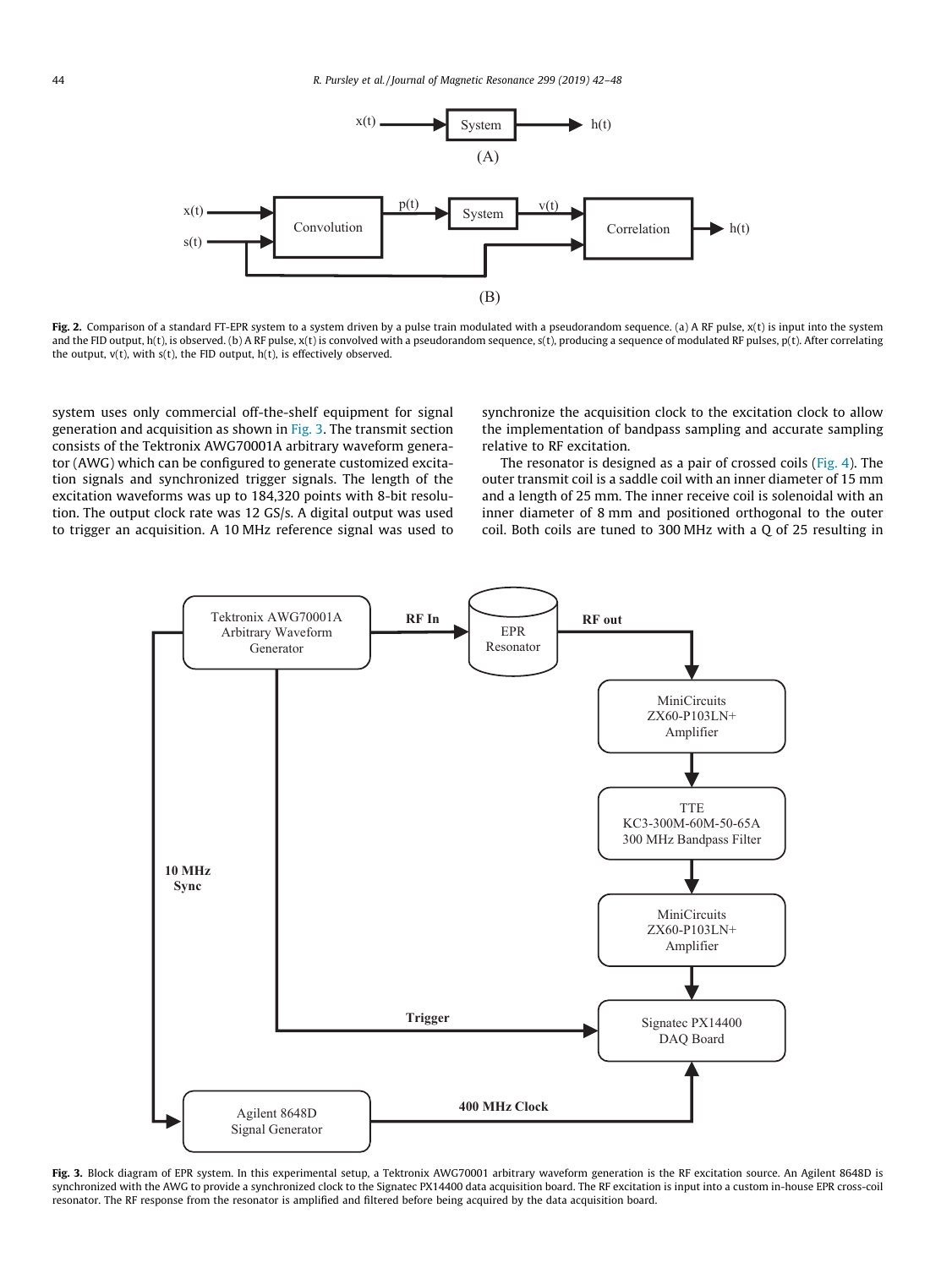**Fig. 2.** Comparison of a standard FT-EPR system to a system driven by a pulse train modulated with a pseudorandom sequence. (a) A RF pulse, x(t) is input into the system and the FID output, h(t), is observed. (b) A RF pulse, x(t) is convolved with a pseudorandom sequence, s(t), producing a sequence of modulated RF pulses, p(t). After correlating the output, v(t), with s(t), the FID output, h(t), is effectively observed.

system uses only commercial off-the-shelf equipment for signal generation and acquisition as shown in Fig. 3. The transmit section consists of the Tektronix AWG70001A arbitrary waveform generator (AWG) which can be configured to generate customized excitation signals and synchronized trigger signals. The length of the excitation waveforms was up to 184,320 points with 8-bit resolution. The output clock rate was 12 GS/s. A digital output was used to trigger an acquisition. A 10 MHz reference signal was used to synchronize the acquisition clock to the excitation clock to allow the implementation of bandpass sampling and accurate sampling relative to RF excitation.

The resonator is designed as a pair of crossed coils (Fig. 4). The outer transmit coil is a saddle coil with an inner diameter of 15 mm and a length of 25 mm. The inner receive coil is solenoidal with an inner diameter of 8 mm and positioned orthogonal to the outer coil. Both coils are tuned to 300 MHz with a Q of 25 resulting in

**Fig. 3.** Block diagram of EPR system. In this experimental setup, a Tektronix AWG70001 arbitrary waveform generation is the RF excitation source. An Agilent 8648D is synchronized with the AWG to provide a synchronized clock to the Signatec PX14400 data acquisition board. The RF excitation is input into a custom in-house EPR cross-coil resonator. The RF response from the resonator is amplified and filtered before being acquired by the data acquisition board.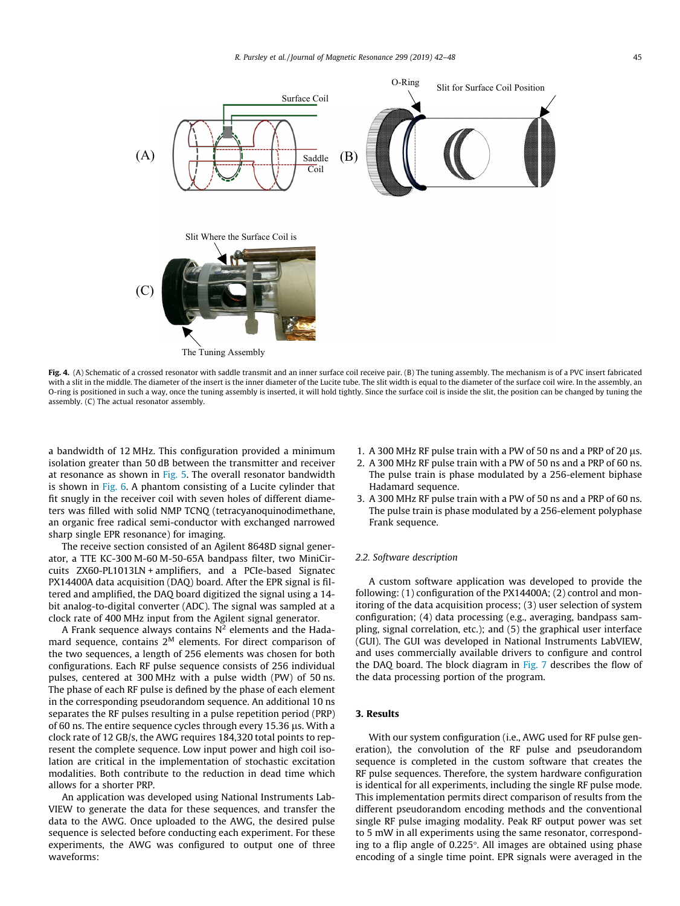Fig. 4. (A) Schematic of a crossed resonator with saddle transmit and an inner surface coil receive pair. (B) The tuning assembly. The mechanism is of a PVC insert fabricated with a slit in the middle. The diameter of the insert is the inner diameter of the Lucite tube. The slit width is equal to the diameter of the surface coil wire. In the assembly, an O-ring is positioned in such a way, once the tuning assembly is inserted, it will hold tightly. Since the surface coil is inside the slit, the position can be changed by tuning the assembly. (C) The actual resonator assembly.

a bandwidth of 12 MHz. This configuration provided a minimum isolation greater than 50 dB between the transmitter and receiver at resonance as shown in Fig. 5. The overall resonator bandwidth is shown in Fig. 6. A phantom consisting of a Lucite cylinder that fit snugly in the receiver coil with seven holes of different diameters was filled with solid NMP TCNQ (tetracyanoquinodimethane, an organic free radical semi-conductor with exchanged narrowed sharp single EPR resonance) for imaging.

The receive section consisted of an Agilent 8648D signal generator, a TTE KC-300 M-60 M-50-65A bandpass filter, two MiniCircuits ZX60-PL1013LN + amplifiers, and a PCIe-based Signatec PX14400A data acquisition (DAQ) board. After the EPR signal is filtered and amplified, the DAQ board digitized the signal using a 14-bit analog-to-digital converter (ADC). The signal was sampled at a clock rate of 400 MHz input from the Agilent signal generator.

A Frank sequence always contains $N^2$ elements and the Hadamard sequence, contains $2^M$ elements. For direct comparison of the two sequences, a length of 256 elements was chosen for both configurations. Each RF pulse sequence consists of 256 individual pulses, centered at 300 MHz with a pulse width (PW) of 50 ns. The phase of each RF pulse is defined by the phase of each element in the corresponding pseudorandom sequence. An additional 10 ns separates the RF pulses resulting in a pulse repetition period (PRP) of 60 ns. The entire sequence cycles through every 15.36 μs. With a clock rate of 12 GB/s, the AWG requires 184,320 total points to represent the complete sequence. Low input power and high coil isolation are critical in the implementation of stochastic excitation modalities. Both contribute to the reduction in dead time which allows for a shorter PRP.

An application was developed using National Instruments LabVIEW to generate the data for these sequences, and transfer the data to the AWG. Once uploaded to the AWG, the desired pulse sequence is selected before conducting each experiment. For these experiments, the AWG was configured to output one of three waveforms:

1. A 300 MHz RF pulse train with a PW of 50 ns and a PRP of 20 μs.
2. A 300 MHz RF pulse train with a PW of 50 ns and a PRP of 60 ns. The pulse train is phase modulated by a 256-element biphase Hadamard sequence.
3. A 300 MHz RF pulse train with a PW of 50 ns and a PRP of 60 ns. The pulse train is phase modulated by a 256-element polyphase Frank sequence.

### 2.2. Software description

A custom software application was developed to provide the following: (1) configuration of the PX14400A; (2) control and monitoring of the data acquisition process; (3) user selection of system configuration; (4) data processing (e.g., averaging, bandpass sampling, signal correlation, etc.); and (5) the graphical user interface (GUI). The GUI was developed in National Instruments LabVIEW, and uses commercially available drivers to configure and control the DAQ board. The block diagram in Fig. 7 describes the flow of the data processing portion of the program.

## 3. Results

With our system configuration (i.e., AWG used for RF pulse generation), the convolution of the RF pulse and pseudorandom sequence is completed in the custom software that creates the RF pulse sequences. Therefore, the system hardware configuration is identical for all experiments, including the single RF pulse mode. This implementation permits direct comparison of results from the different pseudorandom encoding methods and the conventional single RF pulse imaging modality. Peak RF output power was set to 5 mW in all experiments using the same resonator, corresponding to a flip angle of 0.225°. All images are obtained using phase encoding of a single time point. EPR signals were averaged in the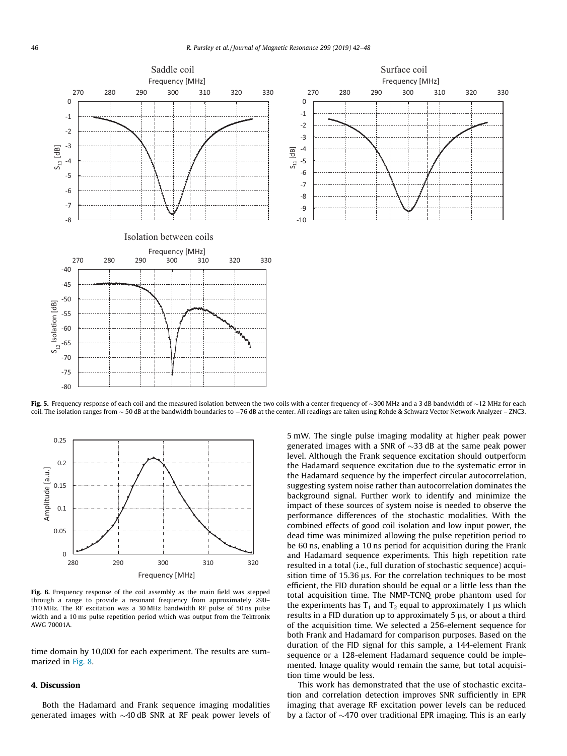**Fig. 5.** Frequency response of each coil and the measured isolation between the two coils with a center frequency of ~300 MHz and a 3 dB bandwidth of ~12 MHz for each coil. The isolation ranges from ~ 50 dB at the bandwidth boundaries to −76 dB at the center. All readings are taken using Rohde & Schwarz Vector Network Analyzer – ZNC3.

**Fig. 6.** Frequency response of the coil assembly as the main field was stepped through a range to provide a resonant frequency from approximately 290–310 MHz. The RF excitation was a 30 MHz bandwidth RF pulse of 50 ns pulse width and a 10 ms pulse repetition period which was output from the Tektronix AWG 70001A.

time domain by 10,000 for each experiment. The results are summarized in Fig. 8.

## 4. Discussion

Both the Hadamard and Frank sequence imaging modalities generated images with ~40 dB SNR at RF peak power levels of 5 mW. The single pulse imaging modality at higher peak power generated images with a SNR of ~33 dB at the same peak power level. Although the Frank sequence excitation should outperform the Hadamard sequence excitation due to the systematic error in the Hadamard sequence by the imperfect circular autocorrelation, suggesting system noise rather than autocorrelation dominates the background signal. Further work to identify and minimize the impact of these sources of system noise is needed to observe the performance differences of the stochastic modalities. With the combined effects of good coil isolation and low input power, the dead time was minimized allowing the pulse repetition period to be 60 ns, enabling a 10 ns period for acquisition during the Frank and Hadamard sequence experiments. This high repetition rate resulted in a total (i.e., full duration of stochastic sequence) acquisition time of 15.36 μs. For the correlation techniques to be most efficient, the FID duration should be equal or a little less than the total acquisition time. The NMP-TCNQ probe phantom used for the experiments has $T_1$ and $T_2$ equal to approximately 1 μs which results in a FID duration up to approximately 5 μs, or about a third of the acquisition time. We selected a 256-element sequence for both Frank and Hadamard for comparison purposes. Based on the duration of the FID signal for this sample, a 144-element Frank sequence or a 128-element Hadamard sequence could be implemented. Image quality would remain the same, but total acquisition time would be less.

This work has demonstrated that the use of stochastic excitation and correlation detection improves SNR sufficiently in EPR imaging that average RF excitation power levels can be reduced by a factor of ~470 over traditional EPR imaging. This is an early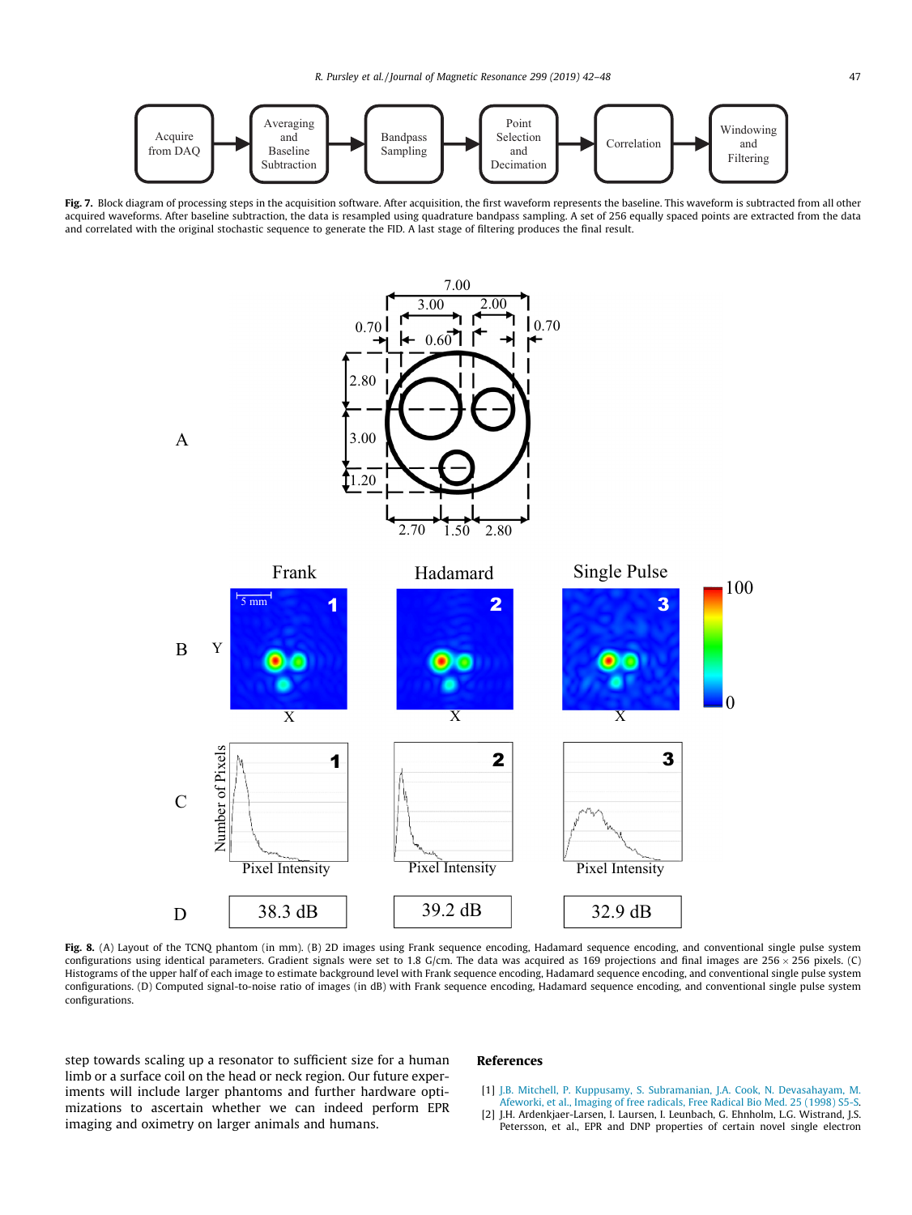**Fig. 7.** Block diagram of processing steps in the acquisition software. After acquisition, the first waveform represents the baseline. This waveform is subtracted from all other acquired waveforms. After baseline subtraction, the data is resampled using quadrature bandpass sampling. A set of 256 equally spaced points are extracted from the data and correlated with the original stochastic sequence to generate the FID. A last stage of filtering produces the final result.

**Fig. 8.** (A) Layout of the TCNQ phantom (in mm). (B) 2D images using Frank sequence encoding, Hadamard sequence encoding, and conventional single pulse system configurations using identical parameters. Gradient signals were set to 1.8 G/cm. The data was acquired as 169 projections and final images are $256 \times 256$ pixels. (C) Histograms of the upper half of each image to estimate background level with Frank sequence encoding, Hadamard sequence encoding, and conventional single pulse system configurations. (D) Computed signal-to-noise ratio of images (in dB) with Frank sequence encoding, Hadamard sequence encoding, and conventional single pulse system configurations.

step towards scaling up a resonator to sufficient size for a human limb or a surface coil on the head or neck region. Our future experiments will include larger phantoms and further hardware optimizations to ascertain whether we can indeed perform EPR imaging and oximetry on larger animals and humans.

## References

[1] J.B. Mitchell, P. Kuppusamy, S. Subramanian, J.A. Cook, N. Devasahayam, M. Afeworki, et al., Imaging of free radicals, Free Radical Bio Med. 25 (1998) S5-S.

[2] J.H. Ardenkjaer-Larsen, I. Laursen, I. Leunbach, G. Ehnholm, L.G. Wistrand, J.S. Petersson, et al., EPR and DNP properties of certain novel single electron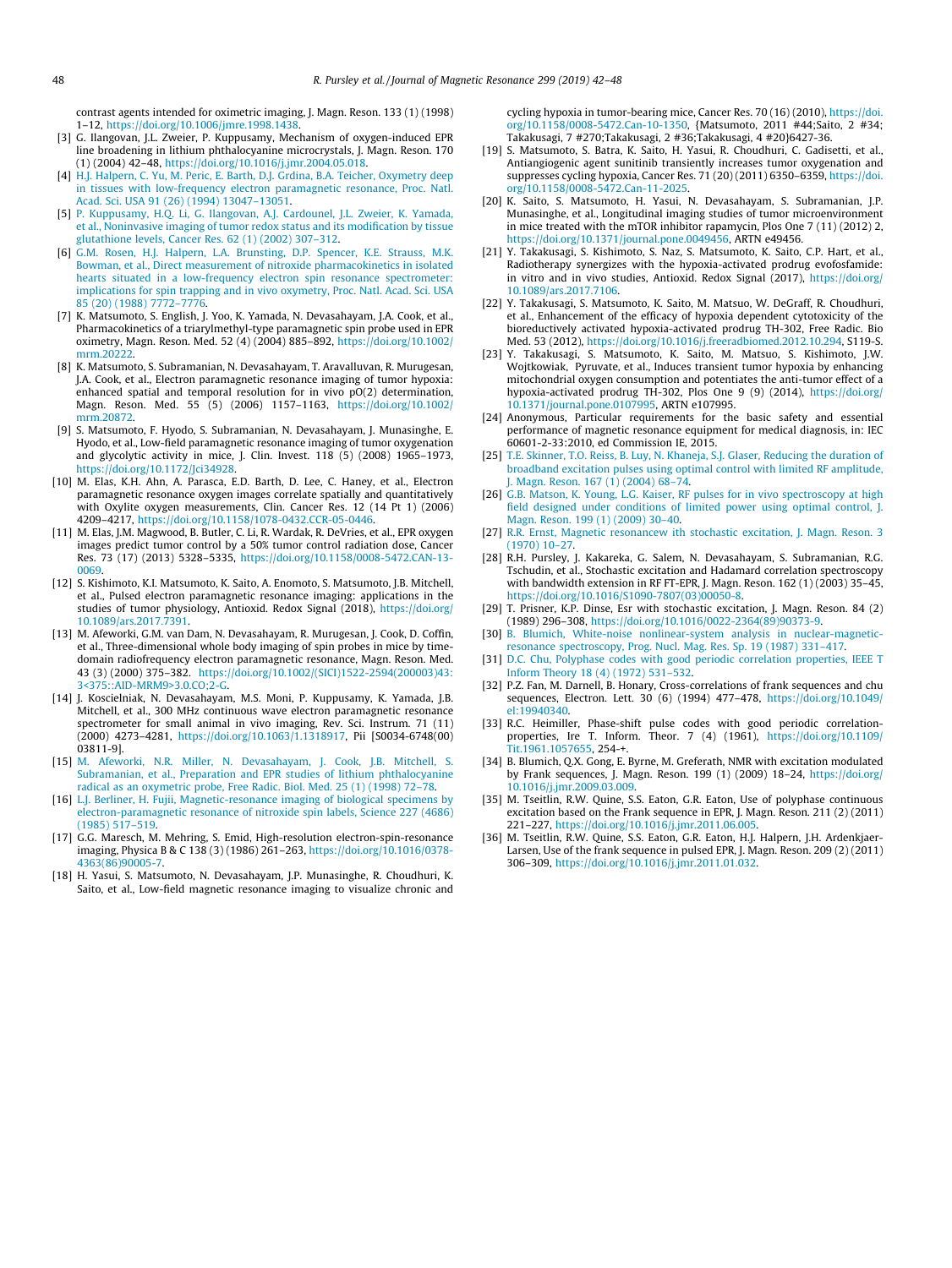contrast agents intended for oximetric imaging, J. Magn. Reson. 133 (1) (1998) 1–12, https://doi.org/10.1006/jmre.1998.1438.

[3] G. Ilangovan, J.L. Zweier, P. Kuppusamy, Mechanism of oxygen-induced EPR line broadening in lithium phthalocyanine microcrystals, J. Magn. Reson. 170 (1) (2004) 42–48, https://doi.org/10.1016/j.jmr.2004.05.018.

[4] H.J. Halpern, C. Yu, M. Peric, E. Barth, D.J. Grdina, B.A. Teicher, Oxymetry deep in tissues with low-frequency electron paramagnetic resonance, Proc. Natl. Acad. Sci. USA 91 (26) (1994) 13047–13051.

[5] P. Kuppusamy, H.Q. Li, G. Ilangovan, A.J. Cardounel, J.L. Zweier, K. Yamada, et al., Noninvasive imaging of tumor redox status and its modification by tissue glutathione levels, Cancer Res. 62 (1) (2002) 307–312.

[6] G.M. Rosen, H.J. Halpern, L.A. Brunsting, D.P. Spencer, K.E. Strauss, M.K. Bowman, et al., Direct measurement of nitroxide pharmacokinetics in isolated hearts situated in a low-frequency electron spin resonance spectrometer: implications for spin trapping and in vivo oxymetry, Proc. Natl. Acad. Sci. USA 85 (20) (1988) 7772–7776.

[7] K. Matsumoto, S. English, J. Yoo, K. Yamada, N. Devasahayam, J.A. Cook, et al., Pharmacokinetics of a triarylmethyl-type paramagnetic spin probe used in EPR oximetry, Magn. Reson. Med. 52 (4) (2004) 885–892, https://doi.org/10.1002/mrm.20222.

[8] K. Matsumoto, S. Subramanian, N. Devasahayam, T. Aravalluvan, R. Murugesan, J.A. Cook, et al., Electron paramagnetic resonance imaging of tumor hypoxia: enhanced spatial and temporal resolution for in vivo pO(2) determination, Magn. Reson. Med. 55 (5) (2006) 1157–1163, https://doi.org/10.1002/mrm.20872.

[9] S. Matsumoto, F. Hyodo, S. Subramanian, N. Devasahayam, J. Munasinghe, E. Hyodo, et al., Low-field paramagnetic resonance imaging of tumor oxygenation and glycolytic activity in mice, J. Clin. Invest. 118 (5) (2008) 1965–1973, https://doi.org/10.1172/Jci34928.

[10] M. Elas, K.H. Ahn, A. Parasca, E.D. Barth, D. Lee, C. Haney, et al., Electron paramagnetic resonance oxygen images correlate spatially and quantitatively with Oxylite oxygen measurements, Clin. Cancer Res. 12 (14 Pt 1) (2006) 4209–4217, https://doi.org/10.1158/1078-0432.CCR-05-0446.

[11] M. Elas, J.M. Magwood, B. Butler, C. Li, R. Wardak, R. DeVries, et al., EPR oxygen images predict tumor control by a 50% tumor control radiation dose, Cancer Res. 73 (17) (2013) 5328–5335, https://doi.org/10.1158/0008-5472.CAN-13-0069.

[12] S. Kishimoto, K.I. Matsumoto, K. Saito, A. Enomoto, S. Matsumoto, J.B. Mitchell, et al., Pulsed electron paramagnetic resonance imaging: applications in the studies of tumor physiology, Antioxid. Redox Signal (2018), https://doi.org/10.1089/ars.2017.7391.

[13] M. Afeworki, G.M. van Dam, N. Devasahayam, R. Murugesan, J. Cook, D. Coffin, et al., Three-dimensional whole body imaging of spin probes in mice by time-domain radiofrequency electron paramagnetic resonance, Magn. Reson. Med. 43 (3) (2000) 375–382. https://doi.org/10.1002/(SICI)1522-2594(200003)43:3<375::AID-MRM9>3.0.CO;2-G.

[14] J. Koscielniak, N. Devasahayam, M.S. Moni, P. Kuppusamy, K. Yamada, J.B. Mitchell, et al., 300 MHz continuous wave electron paramagnetic resonance spectrometer for small animal in vivo imaging, Rev. Sci. Instrum. 71 (11) (2000) 4273–4281, https://doi.org/10.1063/1.1318917, Pii [S0034-6748(00)03811-9].

[15] M. Afeworki, N.R. Miller, N. Devasahayam, J. Cook, J.B. Mitchell, S. Subramanian, et al., Preparation and EPR studies of lithium phthalocyanine radical as an oxymetric probe, Free Radic. Biol. Med. 25 (1) (1998) 72–78.

[16] L.J. Berliner, H. Fujii, Magnetic-resonance imaging of biological specimens by electron-paramagnetic resonance of nitroxide spin labels, Science 227 (4686) (1985) 517–519.

[17] G.G. Maresch, M. Mehring, S. Emid, High-resolution electron-spin-resonance imaging, Physica B & C 138 (3) (1986) 261–263, https://doi.org/10.1016/0378-4363(86)90005-7.

[18] H. Yasui, S. Matsumoto, N. Devasahayam, J.P. Munasinghe, R. Choudhuri, K. Saito, et al., Low-field magnetic resonance imaging to visualize chronic and cycling hypoxia in tumor-bearing mice, Cancer Res. 70 (16) (2010), https://doi.org/10.1158/0008-5472.Can-10-1350, {Matsumoto, 2011 #44;Saito, 2 #34; Takakusagi, 7 #270;Takakusagi, 2 #36;Takakusagi, 4 #20}6427-36.

[19] S. Matsumoto, S. Batra, K. Saito, H. Yasui, R. Choudhuri, C. Gadisetti, et al., Antiangiogenic agent sunitinib transiently increases tumor oxygenation and suppresses cycling hypoxia, Cancer Res. 71 (20) (2011) 6350–6359, https://doi.org/10.1158/0008-5472.Can-11-2025.

[20] K. Saito, S. Matsumoto, H. Yasui, N. Devasahayam, S. Subramanian, J.P. Munasinghe, et al., Longitudinal imaging studies of tumor microenvironment in mice treated with the mTOR inhibitor rapamycin, Plos One 7 (11) (2012) 2, https://doi.org/10.1371/journal.pone.0049456, ARTN e49456.

[21] Y. Takakusagi, S. Kishimoto, S. Naz, S. Matsumoto, K. Saito, C.P. Hart, et al., Radiotherapy synergizes with the hypoxia-activated prodrug evofosfamide: in vitro and in vivo studies, Antioxid. Redox Signal (2017), https://doi.org/10.1089/ars.2017.7106.

[22] Y. Takakusagi, S. Matsumoto, K. Saito, M. Matsuo, W. DeGraff, R. Choudhuri, et al., Enhancement of the efficacy of hypoxia dependent cytotoxicity of the bioreductively activated hypoxia-activated prodrug TH-302, Free Radic. Bio Med. 53 (2012), https://doi.org/10.1016/j.freeradbiomed.2012.10.294, S119-S.

[23] Y. Takakusagi, S. Matsumoto, K. Saito, M. Matsuo, S. Kishimoto, J.W. Wojtkowiak, Pyruvate, et al., Induces transient tumor hypoxia by enhancing mitochondrial oxygen consumption and potentiates the anti-tumor effect of a hypoxia-activated prodrug TH-302, Plos One 9 (9) (2014), https://doi.org/10.1371/journal.pone.0107995, ARTN e107995.

[24] Anonymous, Particular requirements for the basic safety and essential performance of magnetic resonance equipment for medical diagnosis, in: IEC 60601-2-33:2010, ed Commission IE, 2015.

[25] T.E. Skinner, T.O. Reiss, B. Luy, N. Khaneja, S.J. Glaser, Reducing the duration of broadband excitation pulses using optimal control with limited RF amplitude, J. Magn. Reson. 167 (1) (2004) 68–74.

[26] G.B. Matson, K. Young, L.G. Kaiser, RF pulses for in vivo spectroscopy at high field designed under conditions of limited power using optimal control, J. Magn. Reson. 199 (1) (2009) 30–40.

[27] R.R. Ernst, Magnetic resonancew ith stochastic excitation, J. Magn. Reson. 3 (1970) 10–27.

[28] R.H. Pursley, J. Kakareka, G. Salem, N. Devasahayam, S. Subramanian, R.G. Tschudin, et al., Stochastic excitation and Hadamard correlation spectroscopy with bandwidth extension in RF FT-EPR, J. Magn. Reson. 162 (1) (2003) 35–45, https://doi.org/10.1016/S1090-7807(03)00050-8.

[29] T. Prisner, K.P. Dinse, Esr with stochastic excitation, J. Magn. Reson. 84 (2) (1989) 296–308, https://doi.org/10.1016/0022-2364(89)90373-9.

[30] B. Blumich, White-noise nonlinear-system analysis in nuclear-magnetic-resonance spectroscopy, Prog. Nucl. Mag. Res. Sp. 19 (1987) 331–417.

[31] D.C. Chu, Polyphase codes with good periodic correlation properties, IEEE T Inform Theory 18 (4) (1972) 531–532.

[32] P.Z. Fan, M. Darnell, B. Honary, Cross-correlations of frank sequences and chu sequences, Electron. Lett. 30 (6) (1994) 477–478, https://doi.org/10.1049/el:19940340.

[33] R.C. Heimiller, Phase-shift pulse codes with good periodic correlation-properties, Ire T Inform. Theor. 7 (4) (1961), https://doi.org/10.1109/Tit.1961.1057655, 254-+.

[34] B. Blumich, Q.X. Gong, E. Byrne, M. Greferath, NMR with excitation modulated by Frank sequences, J. Magn. Reson. 199 (1) (2009) 18–24, https://doi.org/10.1016/j.jmr.2009.03.009.

[35] M. Tseitlin, R.W. Quine, S.S. Eaton, G.R. Eaton, Use of polyphase continuous excitation based on the Frank sequence in EPR, J. Magn. Reson. 211 (2) (2011) 221–227, https://doi.org/10.1016/j.jmr.2011.06.005.

[36] M. Tseitlin, R.W. Quine, S.S. Eaton, G.R. Eaton, H.J. Halpern, J.H. Ardenkjaer-Larsen, Use of the frank sequence in pulsed EPR, J. Magn. Reson. 209 (2) (2011) 306–309, https://doi.org/10.1016/j.jmr.2011.01.032.